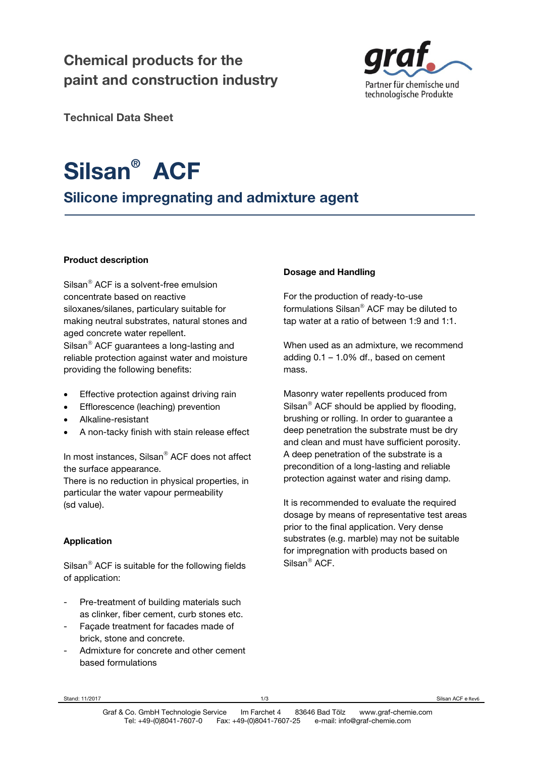Chemical products for the paint and construction industry

Technical Data Sheet

# Silsan® ACF

## Silicone impregnating and admixture agent

**Product description**

Silsan® ACF is a solvent-free emulsion concentrate based on reactive siloxanes/silanes, particulary suitable for making neutral substrates, natural stones and aged concrete water repellent.
Silsan® ACF guarantees a long-lasting and reliable protection against water and moisture providing the following benefits:

- Effective protection against driving rain
- Efflorescence (leaching) prevention
- Alkaline-resistant
- A non-tacky finish with stain release effect

In most instances, Silsan® ACF does not affect the surface appearance.
There is no reduction in physical properties, in particular the water vapour permeability (sd value).

**Application**

Silsan® ACF is suitable for the following fields of application:

- Pre-treatment of building materials such as clinker, fiber cement, curb stones etc.
- Façade treatment for facades made of brick, stone and concrete.
- Admixture for concrete and other cement based formulations

**Dosage and Handling**

For the production of ready-to-use formulations Silsan® ACF may be diluted to tap water at a ratio of between 1:9 and 1:1.

When used as an admixture, we recommend adding 0.1 – 1.0% df., based on cement mass.

Masonry water repellents produced from Silsan® ACF should be applied by flooding, brushing or rolling. In order to guarantee a deep penetration the substrate must be dry and clean and must have sufficient porosity. A deep penetration of the substrate is a precondition of a long-lasting and reliable protection against water and rising damp.

It is recommended to evaluate the required dosage by means of representative test areas prior to the final application. Very dense substrates (e.g. marble) may not be suitable for impregnation with products based on Silsan® ACF.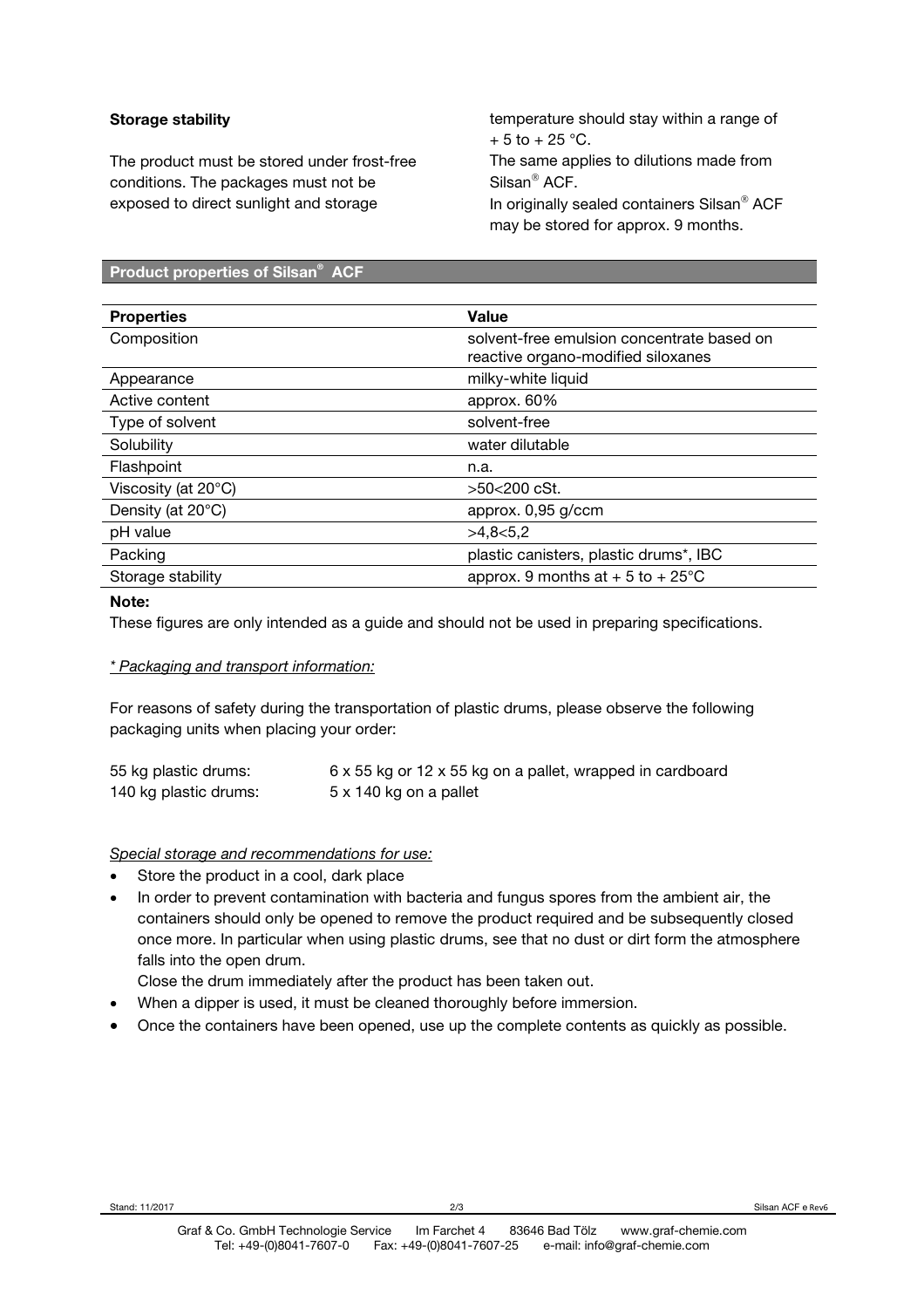**Storage stability**

The product must be stored under frost-free conditions. The packages must not be exposed to direct sunlight and storage temperature should stay within a range of + 5 to + 25 °C.
The same applies to dilutions made from Silsan® ACF.
In originally sealed containers Silsan® ACF may be stored for approx. 9 months.

## Product properties of Silsan® ACF

| Properties | Value |
|---|---|
| Composition | solvent-free emulsion concentrate based on reactive organo-modified siloxanes |
| Appearance | milky-white liquid |
| Active content | approx. 60% |
| Type of solvent | solvent-free |
| Solubility | water dilutable |
| Flashpoint | n.a. |
| Viscosity (at 20°C) | >50<200 cSt. |
| Density (at 20°C) | approx. 0,95 g/ccm |
| pH value | >4,8<5,2 |
| Packing | plastic canisters, plastic drums*, IBC |
| Storage stability | approx. 9 months at + 5 to + 25°C |

**Note:**
These figures are only intended as a guide and should not be used in preparing specifications.

*\* Packaging and transport information:*

For reasons of safety during the transportation of plastic drums, please observe the following packaging units when placing your order:

| | |
|---|---|
| 55 kg plastic drums: | 6 x 55 kg or 12 x 55 kg on a pallet, wrapped in cardboard |
| 140 kg plastic drums: | 5 x 140 kg on a pallet |

*Special storage and recommendations for use:*

- Store the product in a cool, dark place
- In order to prevent contamination with bacteria and fungus spores from the ambient air, the containers should only be opened to remove the product required and be subsequently closed once more. In particular when using plastic drums, see that no dust or dirt form the atmosphere falls into the open drum.
  Close the drum immediately after the product has been taken out.
- When a dipper is used, it must be cleaned thoroughly before immersion.
- Once the containers have been opened, use up the complete contents as quickly as possible.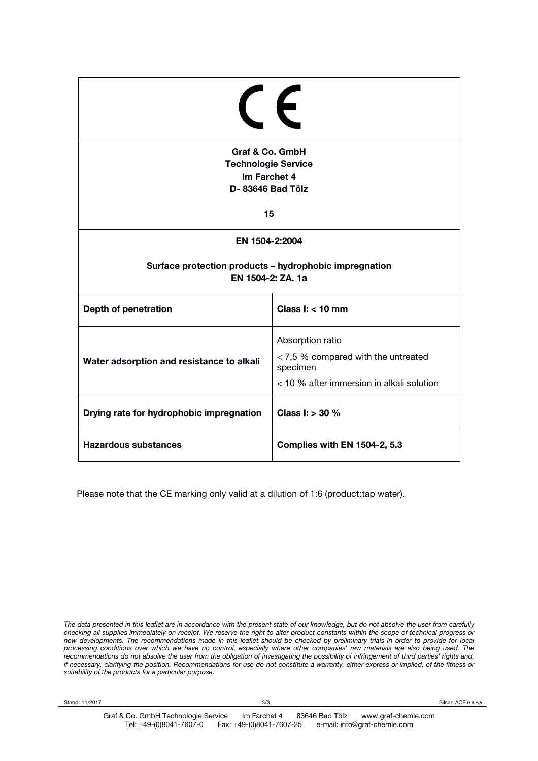CE

**Graf & Co. GmbH**
**Technologie Service**
**Im Farchet 4**
**D- 83646 Bad Tölz**

**15**

**EN 1504-2:2004**

**Surface protection products – hydrophobic impregnation**
**EN 1504-2: ZA. 1a**

| | |
|---|---|
| **Depth of penetration** | **Class I: < 10 mm** |
| **Water adsorption and resistance to alkali** | Absorption ratio<br>< 7,5 % compared with the untreated specimen<br>< 10 % after immersion in alkali solution |
| **Drying rate for hydrophobic impregnation** | **Class I: > 30 %** |
| **Hazardous substances** | **Complies with EN 1504-2, 5.3** |

Please note that the CE marking only valid at a dilution of 1:6 (product:tap water).

*The data presented in this leaflet are in accordance with the present state of our knowledge, but do not absolve the user from carefully checking all supplies immediately on receipt. We reserve the right to alter product constants within the scope of technical progress or new developments. The recommendations made in this leaflet should be checked by preliminary trials in order to provide for local processing conditions over which we have no control, especially where other companies' raw materials are also being used. The recommendations do not absolve the user from the obligation of investigating the possibility of infringement of third parties' rights and, if necessary, clarifying the position. Recommendations for use do not constitute a warranty, either express or implied, of the fitness or suitability of the products for a particular purpose.*